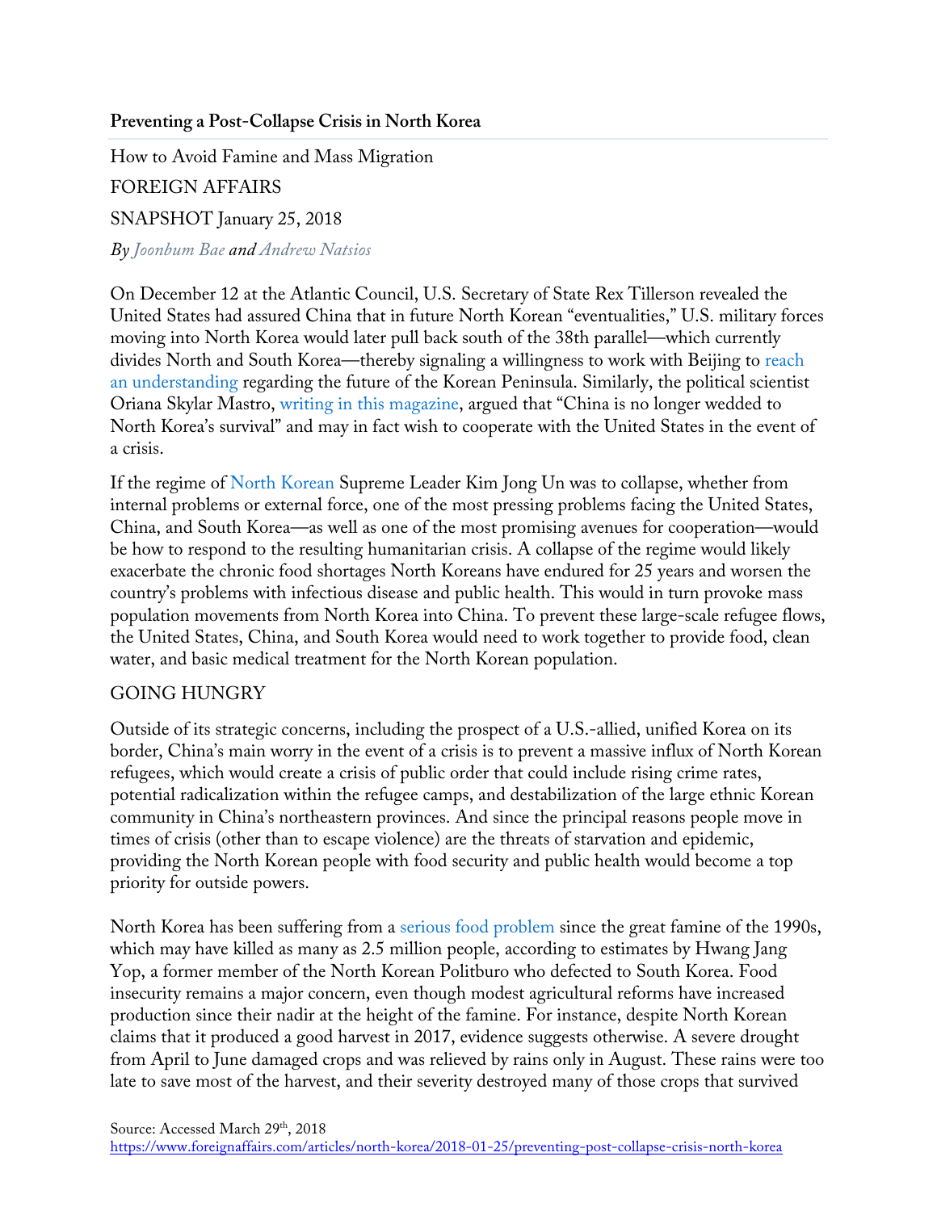**Preventing a Post-Collapse Crisis in North Korea**

How to Avoid Famine and Mass Migration

FOREIGN AFFAIRS

SNAPSHOT January 25, 2018

*By Joonbum Bae and Andrew Natsios*

On December 12 at the Atlantic Council, U.S. Secretary of State Rex Tillerson revealed the United States had assured China that in future North Korean "eventualities," U.S. military forces moving into North Korea would later pull back south of the 38th parallel—which currently divides North and South Korea—thereby signaling a willingness to work with Beijing to reach an understanding regarding the future of the Korean Peninsula. Similarly, the political scientist Oriana Skylar Mastro, writing in this magazine, argued that "China is no longer wedded to North Korea's survival" and may in fact wish to cooperate with the United States in the event of a crisis.

If the regime of North Korean Supreme Leader Kim Jong Un was to collapse, whether from internal problems or external force, one of the most pressing problems facing the United States, China, and South Korea—as well as one of the most promising avenues for cooperation—would be how to respond to the resulting humanitarian crisis. A collapse of the regime would likely exacerbate the chronic food shortages North Koreans have endured for 25 years and worsen the country's problems with infectious disease and public health. This would in turn provoke mass population movements from North Korea into China. To prevent these large-scale refugee flows, the United States, China, and South Korea would need to work together to provide food, clean water, and basic medical treatment for the North Korean population.

## GOING HUNGRY

Outside of its strategic concerns, including the prospect of a U.S.-allied, unified Korea on its border, China's main worry in the event of a crisis is to prevent a massive influx of North Korean refugees, which would create a crisis of public order that could include rising crime rates, potential radicalization within the refugee camps, and destabilization of the large ethnic Korean community in China's northeastern provinces. And since the principal reasons people move in times of crisis (other than to escape violence) are the threats of starvation and epidemic, providing the North Korean people with food security and public health would become a top priority for outside powers.

North Korea has been suffering from a serious food problem since the great famine of the 1990s, which may have killed as many as 2.5 million people, according to estimates by Hwang Jang Yop, a former member of the North Korean Politburo who defected to South Korea. Food insecurity remains a major concern, even though modest agricultural reforms have increased production since their nadir at the height of the famine. For instance, despite North Korean claims that it produced a good harvest in 2017, evidence suggests otherwise. A severe drought from April to June damaged crops and was relieved by rains only in August. These rains were too late to save most of the harvest, and their severity destroyed many of those crops that survived

Source: Accessed March 29th, 2018
https://www.foreignaffairs.com/articles/north-korea/2018-01-25/preventing-post-collapse-crisis-north-korea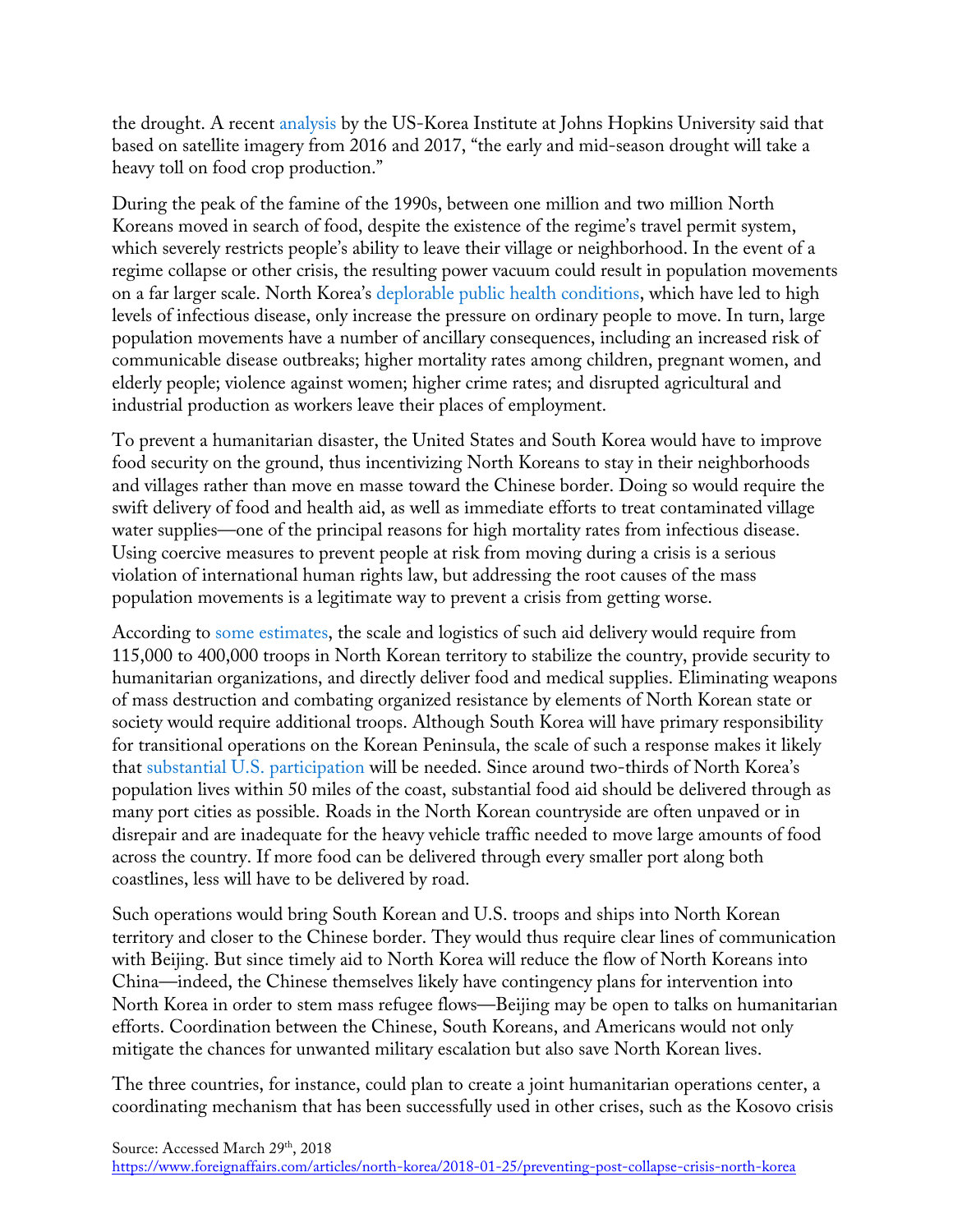the drought. A recent analysis by the US-Korea Institute at Johns Hopkins University said that based on satellite imagery from 2016 and 2017, "the early and mid-season drought will take a heavy toll on food crop production."

During the peak of the famine of the 1990s, between one million and two million North Koreans moved in search of food, despite the existence of the regime's travel permit system, which severely restricts people's ability to leave their village or neighborhood. In the event of a regime collapse or other crisis, the resulting power vacuum could result in population movements on a far larger scale. North Korea's deplorable public health conditions, which have led to high levels of infectious disease, only increase the pressure on ordinary people to move. In turn, large population movements have a number of ancillary consequences, including an increased risk of communicable disease outbreaks; higher mortality rates among children, pregnant women, and elderly people; violence against women; higher crime rates; and disrupted agricultural and industrial production as workers leave their places of employment.

To prevent a humanitarian disaster, the United States and South Korea would have to improve food security on the ground, thus incentivizing North Koreans to stay in their neighborhoods and villages rather than move en masse toward the Chinese border. Doing so would require the swift delivery of food and health aid, as well as immediate efforts to treat contaminated village water supplies—one of the principal reasons for high mortality rates from infectious disease. Using coercive measures to prevent people at risk from moving during a crisis is a serious violation of international human rights law, but addressing the root causes of the mass population movements is a legitimate way to prevent a crisis from getting worse.

According to some estimates, the scale and logistics of such aid delivery would require from 115,000 to 400,000 troops in North Korean territory to stabilize the country, provide security to humanitarian organizations, and directly deliver food and medical supplies. Eliminating weapons of mass destruction and combating organized resistance by elements of North Korean state or society would require additional troops. Although South Korea will have primary responsibility for transitional operations on the Korean Peninsula, the scale of such a response makes it likely that substantial U.S. participation will be needed. Since around two-thirds of North Korea's population lives within 50 miles of the coast, substantial food aid should be delivered through as many port cities as possible. Roads in the North Korean countryside are often unpaved or in disrepair and are inadequate for the heavy vehicle traffic needed to move large amounts of food across the country. If more food can be delivered through every smaller port along both coastlines, less will have to be delivered by road.

Such operations would bring South Korean and U.S. troops and ships into North Korean territory and closer to the Chinese border. They would thus require clear lines of communication with Beijing. But since timely aid to North Korea will reduce the flow of North Koreans into China—indeed, the Chinese themselves likely have contingency plans for intervention into North Korea in order to stem mass refugee flows—Beijing may be open to talks on humanitarian efforts. Coordination between the Chinese, South Koreans, and Americans would not only mitigate the chances for unwanted military escalation but also save North Korean lives.

The three countries, for instance, could plan to create a joint humanitarian operations center, a coordinating mechanism that has been successfully used in other crises, such as the Kosovo crisis

Source: Accessed March 29th, 2018
https://www.foreignaffairs.com/articles/north-korea/2018-01-25/preventing-post-collapse-crisis-north-korea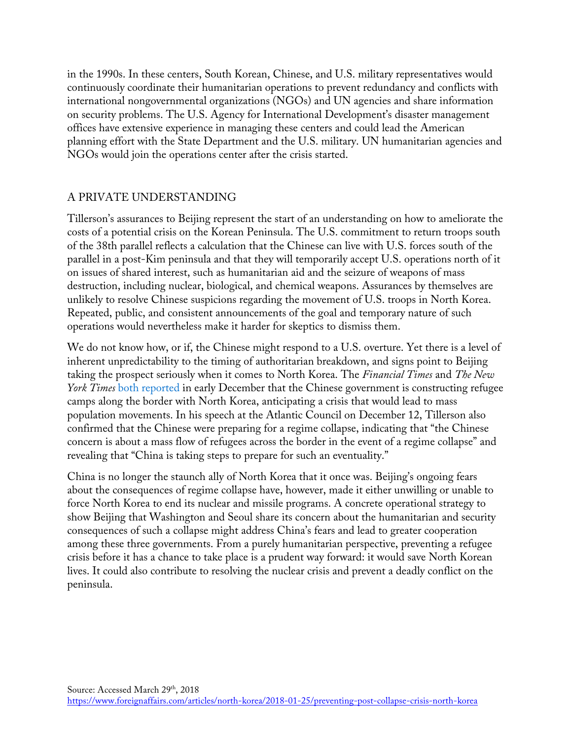in the 1990s. In these centers, South Korean, Chinese, and U.S. military representatives would continuously coordinate their humanitarian operations to prevent redundancy and conflicts with international nongovernmental organizations (NGOs) and UN agencies and share information on security problems. The U.S. Agency for International Development's disaster management offices have extensive experience in managing these centers and could lead the American planning effort with the State Department and the U.S. military. UN humanitarian agencies and NGOs would join the operations center after the crisis started.

## A PRIVATE UNDERSTANDING

Tillerson's assurances to Beijing represent the start of an understanding on how to ameliorate the costs of a potential crisis on the Korean Peninsula. The U.S. commitment to return troops south of the 38th parallel reflects a calculation that the Chinese can live with U.S. forces south of the parallel in a post-Kim peninsula and that they will temporarily accept U.S. operations north of it on issues of shared interest, such as humanitarian aid and the seizure of weapons of mass destruction, including nuclear, biological, and chemical weapons. Assurances by themselves are unlikely to resolve Chinese suspicions regarding the movement of U.S. troops in North Korea. Repeated, public, and consistent announcements of the goal and temporary nature of such operations would nevertheless make it harder for skeptics to dismiss them.

We do not know how, or if, the Chinese might respond to a U.S. overture. Yet there is a level of inherent unpredictability to the timing of authoritarian breakdown, and signs point to Beijing taking the prospect seriously when it comes to North Korea. The *Financial Times* and *The New York Times* both reported in early December that the Chinese government is constructing refugee camps along the border with North Korea, anticipating a crisis that would lead to mass population movements. In his speech at the Atlantic Council on December 12, Tillerson also confirmed that the Chinese were preparing for a regime collapse, indicating that "the Chinese concern is about a mass flow of refugees across the border in the event of a regime collapse" and revealing that "China is taking steps to prepare for such an eventuality."

China is no longer the staunch ally of North Korea that it once was. Beijing's ongoing fears about the consequences of regime collapse have, however, made it either unwilling or unable to force North Korea to end its nuclear and missile programs. A concrete operational strategy to show Beijing that Washington and Seoul share its concern about the humanitarian and security consequences of such a collapse might address China's fears and lead to greater cooperation among these three governments. From a purely humanitarian perspective, preventing a refugee crisis before it has a chance to take place is a prudent way forward: it would save North Korean lives. It could also contribute to resolving the nuclear crisis and prevent a deadly conflict on the peninsula.

Source: Accessed March 29th, 2018
https://www.foreignaffairs.com/articles/north-korea/2018-01-25/preventing-post-collapse-crisis-north-korea